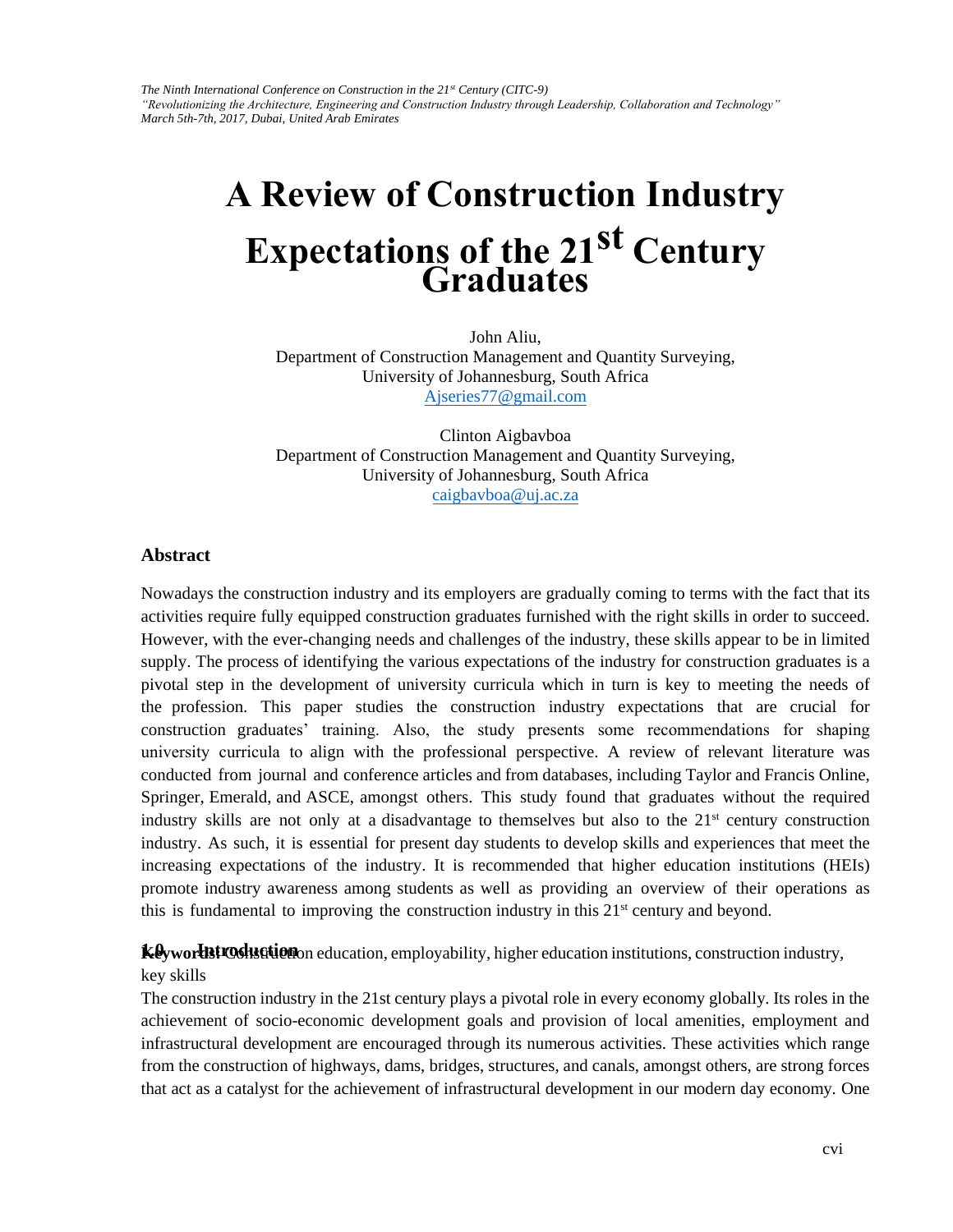*The Ninth International Conference on Construction in the 21st Century (CITC-9)*
*"Revolutionizing the Architecture, Engineering and Construction Industry through Leadership, Collaboration and Technology"*
*March 5th-7th, 2017, Dubai, United Arab Emirates*

# A Review of Construction Industry Expectations of the 21st Century Graduates

John Aliu,
Department of Construction Management and Quantity Surveying,
University of Johannesburg, South Africa
Ajseries77@gmail.com

Clinton Aigbavboa
Department of Construction Management and Quantity Surveying,
University of Johannesburg, South Africa
caigbavboa@uj.ac.za

## Abstract

Nowadays the construction industry and its employers are gradually coming to terms with the fact that its activities require fully equipped construction graduates furnished with the right skills in order to succeed. However, with the ever-changing needs and challenges of the industry, these skills appear to be in limited supply. The process of identifying the various expectations of the industry for construction graduates is a pivotal step in the development of university curricula which in turn is key to meeting the needs of the profession. This paper studies the construction industry expectations that are crucial for construction graduates' training. Also, the study presents some recommendations for shaping university curricula to align with the professional perspective. A review of relevant literature was conducted from journal and conference articles and from databases, including Taylor and Francis Online, Springer, Emerald, and ASCE, amongst others. This study found that graduates without the required industry skills are not only at a disadvantage to themselves but also to the 21st century construction industry. As such, it is essential for present day students to develop skills and experiences that meet the increasing expectations of the industry. It is recommended that higher education institutions (HEIs) promote industry awareness among students as well as providing an overview of their operations as this is fundamental to improving the construction industry in this 21st century and beyond.

**Keywords:** Construction education, employability, higher education institutions, construction industry, key skills

## 1.0 Introduction

The construction industry in the 21st century plays a pivotal role in every economy globally. Its roles in the achievement of socio-economic development goals and provision of local amenities, employment and infrastructural development are encouraged through its numerous activities. These activities which range from the construction of highways, dams, bridges, structures, and canals, amongst others, are strong forces that act as a catalyst for the achievement of infrastructural development in our modern day economy. One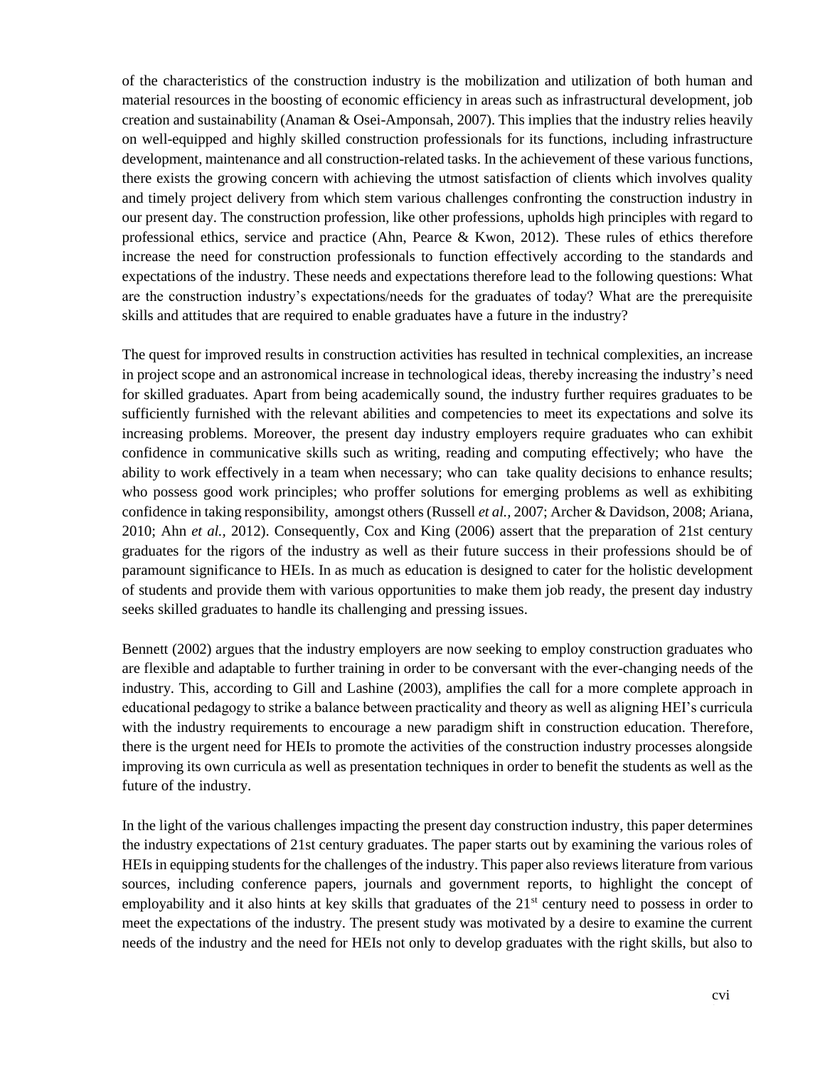of the characteristics of the construction industry is the mobilization and utilization of both human and material resources in the boosting of economic efficiency in areas such as infrastructural development, job creation and sustainability (Anaman & Osei-Amponsah, 2007). This implies that the industry relies heavily on well-equipped and highly skilled construction professionals for its functions, including infrastructure development, maintenance and all construction-related tasks. In the achievement of these various functions, there exists the growing concern with achieving the utmost satisfaction of clients which involves quality and timely project delivery from which stem various challenges confronting the construction industry in our present day. The construction profession, like other professions, upholds high principles with regard to professional ethics, service and practice (Ahn, Pearce & Kwon, 2012). These rules of ethics therefore increase the need for construction professionals to function effectively according to the standards and expectations of the industry. These needs and expectations therefore lead to the following questions: What are the construction industry's expectations/needs for the graduates of today? What are the prerequisite skills and attitudes that are required to enable graduates have a future in the industry?

The quest for improved results in construction activities has resulted in technical complexities, an increase in project scope and an astronomical increase in technological ideas, thereby increasing the industry's need for skilled graduates. Apart from being academically sound, the industry further requires graduates to be sufficiently furnished with the relevant abilities and competencies to meet its expectations and solve its increasing problems. Moreover, the present day industry employers require graduates who can exhibit confidence in communicative skills such as writing, reading and computing effectively; who have the ability to work effectively in a team when necessary; who can take quality decisions to enhance results; who possess good work principles; who proffer solutions for emerging problems as well as exhibiting confidence in taking responsibility, amongst others (Russell *et al.,* 2007; Archer & Davidson, 2008; Ariana, 2010; Ahn *et al.,* 2012). Consequently, Cox and King (2006) assert that the preparation of 21st century graduates for the rigors of the industry as well as their future success in their professions should be of paramount significance to HEIs. In as much as education is designed to cater for the holistic development of students and provide them with various opportunities to make them job ready, the present day industry seeks skilled graduates to handle its challenging and pressing issues.

Bennett (2002) argues that the industry employers are now seeking to employ construction graduates who are flexible and adaptable to further training in order to be conversant with the ever-changing needs of the industry. This, according to Gill and Lashine (2003), amplifies the call for a more complete approach in educational pedagogy to strike a balance between practicality and theory as well as aligning HEI's curricula with the industry requirements to encourage a new paradigm shift in construction education. Therefore, there is the urgent need for HEIs to promote the activities of the construction industry processes alongside improving its own curricula as well as presentation techniques in order to benefit the students as well as the future of the industry.

In the light of the various challenges impacting the present day construction industry, this paper determines the industry expectations of 21st century graduates. The paper starts out by examining the various roles of HEIs in equipping students for the challenges of the industry. This paper also reviews literature from various sources, including conference papers, journals and government reports, to highlight the concept of employability and it also hints at key skills that graduates of the 21st century need to possess in order to meet the expectations of the industry. The present study was motivated by a desire to examine the current needs of the industry and the need for HEIs not only to develop graduates with the right skills, but also to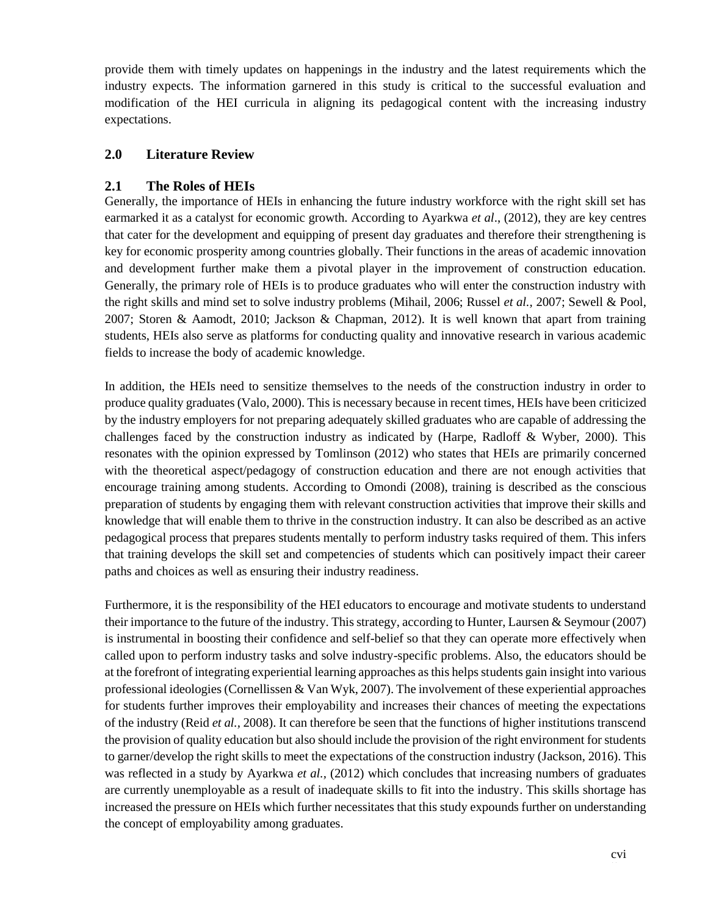provide them with timely updates on happenings in the industry and the latest requirements which the industry expects. The information garnered in this study is critical to the successful evaluation and modification of the HEI curricula in aligning its pedagogical content with the increasing industry expectations.

## 2.0 Literature Review

### 2.1 The Roles of HEIs

Generally, the importance of HEIs in enhancing the future industry workforce with the right skill set has earmarked it as a catalyst for economic growth. According to Ayarkwa *et al*., (2012), they are key centres that cater for the development and equipping of present day graduates and therefore their strengthening is key for economic prosperity among countries globally. Their functions in the areas of academic innovation and development further make them a pivotal player in the improvement of construction education. Generally, the primary role of HEIs is to produce graduates who will enter the construction industry with the right skills and mind set to solve industry problems (Mihail, 2006; Russel *et al.*, 2007; Sewell & Pool, 2007; Storen & Aamodt, 2010; Jackson & Chapman, 2012). It is well known that apart from training students, HEIs also serve as platforms for conducting quality and innovative research in various academic fields to increase the body of academic knowledge.

In addition, the HEIs need to sensitize themselves to the needs of the construction industry in order to produce quality graduates (Valo, 2000). This is necessary because in recent times, HEIs have been criticized by the industry employers for not preparing adequately skilled graduates who are capable of addressing the challenges faced by the construction industry as indicated by (Harpe, Radloff & Wyber, 2000). This resonates with the opinion expressed by Tomlinson (2012) who states that HEIs are primarily concerned with the theoretical aspect/pedagogy of construction education and there are not enough activities that encourage training among students. According to Omondi (2008), training is described as the conscious preparation of students by engaging them with relevant construction activities that improve their skills and knowledge that will enable them to thrive in the construction industry. It can also be described as an active pedagogical process that prepares students mentally to perform industry tasks required of them. This infers that training develops the skill set and competencies of students which can positively impact their career paths and choices as well as ensuring their industry readiness.

Furthermore, it is the responsibility of the HEI educators to encourage and motivate students to understand their importance to the future of the industry. This strategy, according to Hunter, Laursen & Seymour (2007) is instrumental in boosting their confidence and self-belief so that they can operate more effectively when called upon to perform industry tasks and solve industry-specific problems. Also, the educators should be at the forefront of integrating experiential learning approaches as this helps students gain insight into various professional ideologies (Cornellissen & Van Wyk, 2007). The involvement of these experiential approaches for students further improves their employability and increases their chances of meeting the expectations of the industry (Reid *et al.*, 2008). It can therefore be seen that the functions of higher institutions transcend the provision of quality education but also should include the provision of the right environment for students to garner/develop the right skills to meet the expectations of the construction industry (Jackson, 2016). This was reflected in a study by Ayarkwa *et al.*, (2012) which concludes that increasing numbers of graduates are currently unemployable as a result of inadequate skills to fit into the industry. This skills shortage has increased the pressure on HEIs which further necessitates that this study expounds further on understanding the concept of employability among graduates.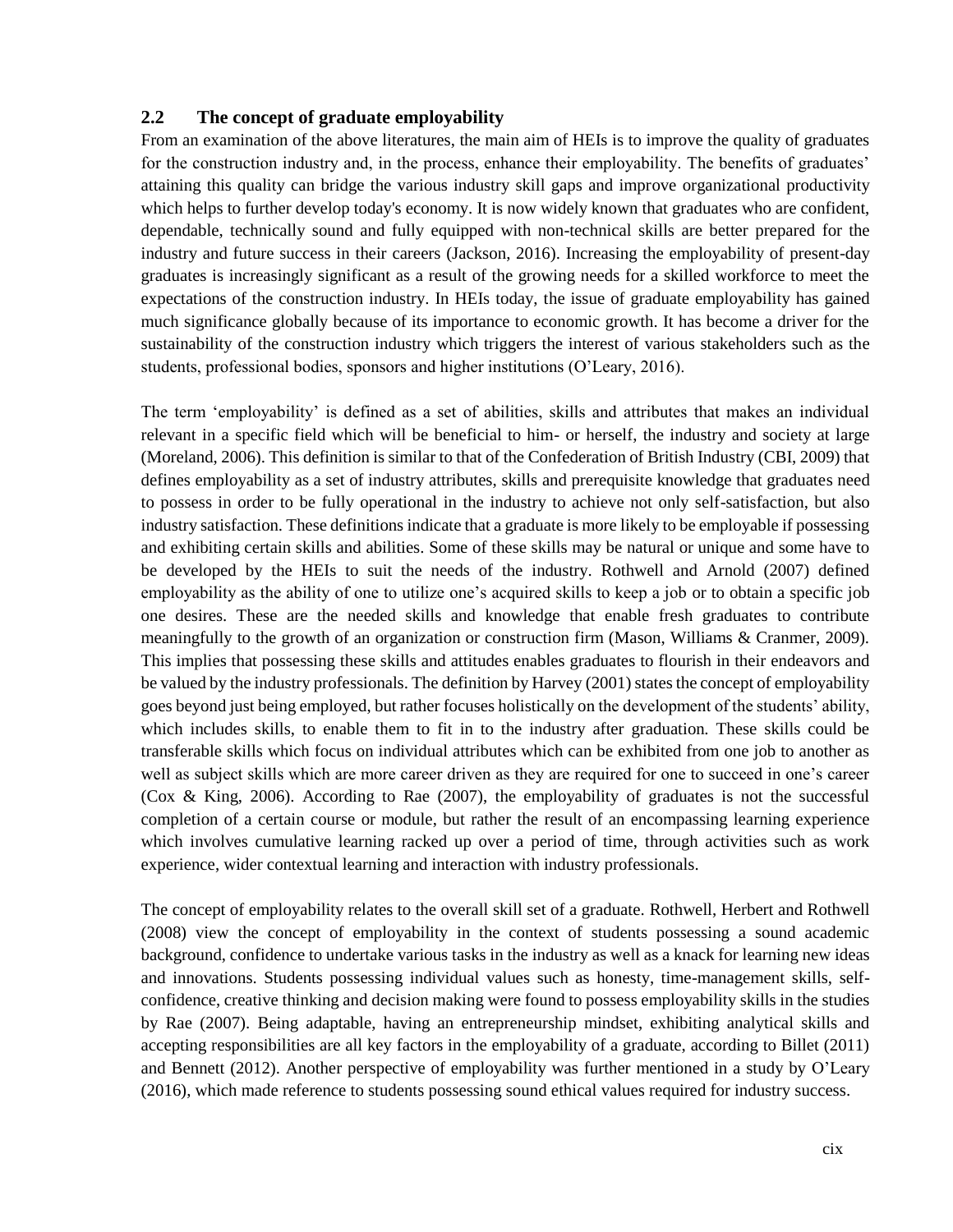## 2.2 The concept of graduate employability

From an examination of the above literatures, the main aim of HEIs is to improve the quality of graduates for the construction industry and, in the process, enhance their employability. The benefits of graduates' attaining this quality can bridge the various industry skill gaps and improve organizational productivity which helps to further develop today's economy. It is now widely known that graduates who are confident, dependable, technically sound and fully equipped with non-technical skills are better prepared for the industry and future success in their careers (Jackson, 2016). Increasing the employability of present-day graduates is increasingly significant as a result of the growing needs for a skilled workforce to meet the expectations of the construction industry. In HEIs today, the issue of graduate employability has gained much significance globally because of its importance to economic growth. It has become a driver for the sustainability of the construction industry which triggers the interest of various stakeholders such as the students, professional bodies, sponsors and higher institutions (O'Leary, 2016).

The term 'employability' is defined as a set of abilities, skills and attributes that makes an individual relevant in a specific field which will be beneficial to him- or herself, the industry and society at large (Moreland, 2006). This definition is similar to that of the Confederation of British Industry (CBI, 2009) that defines employability as a set of industry attributes, skills and prerequisite knowledge that graduates need to possess in order to be fully operational in the industry to achieve not only self-satisfaction, but also industry satisfaction. These definitions indicate that a graduate is more likely to be employable if possessing and exhibiting certain skills and abilities. Some of these skills may be natural or unique and some have to be developed by the HEIs to suit the needs of the industry. Rothwell and Arnold (2007) defined employability as the ability of one to utilize one's acquired skills to keep a job or to obtain a specific job one desires. These are the needed skills and knowledge that enable fresh graduates to contribute meaningfully to the growth of an organization or construction firm (Mason, Williams & Cranmer, 2009). This implies that possessing these skills and attitudes enables graduates to flourish in their endeavors and be valued by the industry professionals. The definition by Harvey (2001) states the concept of employability goes beyond just being employed, but rather focuses holistically on the development of the students' ability, which includes skills, to enable them to fit in to the industry after graduation. These skills could be transferable skills which focus on individual attributes which can be exhibited from one job to another as well as subject skills which are more career driven as they are required for one to succeed in one's career (Cox & King, 2006). According to Rae (2007), the employability of graduates is not the successful completion of a certain course or module, but rather the result of an encompassing learning experience which involves cumulative learning racked up over a period of time, through activities such as work experience, wider contextual learning and interaction with industry professionals.

The concept of employability relates to the overall skill set of a graduate. Rothwell, Herbert and Rothwell (2008) view the concept of employability in the context of students possessing a sound academic background, confidence to undertake various tasks in the industry as well as a knack for learning new ideas and innovations. Students possessing individual values such as honesty, time-management skills, self-confidence, creative thinking and decision making were found to possess employability skills in the studies by Rae (2007). Being adaptable, having an entrepreneurship mindset, exhibiting analytical skills and accepting responsibilities are all key factors in the employability of a graduate, according to Billet (2011) and Bennett (2012). Another perspective of employability was further mentioned in a study by O'Leary (2016), which made reference to students possessing sound ethical values required for industry success.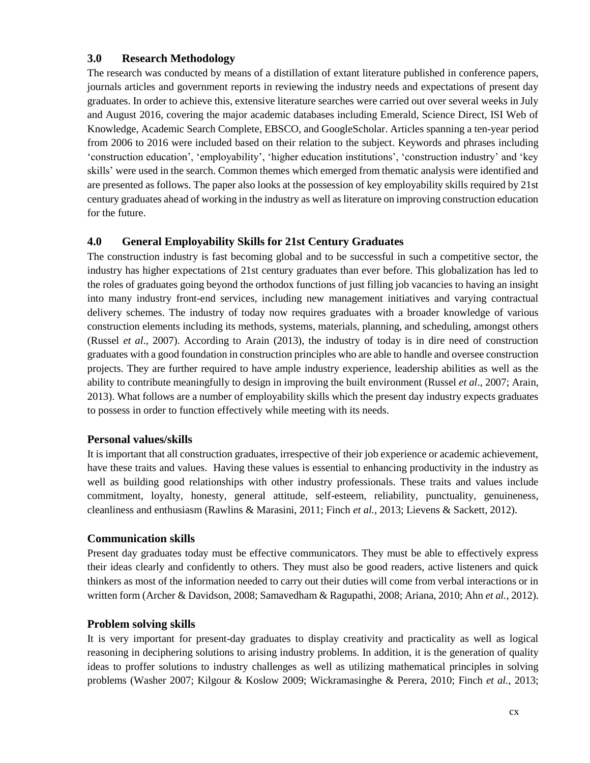## 3.0 Research Methodology

The research was conducted by means of a distillation of extant literature published in conference papers, journals articles and government reports in reviewing the industry needs and expectations of present day graduates. In order to achieve this, extensive literature searches were carried out over several weeks in July and August 2016, covering the major academic databases including Emerald, Science Direct, ISI Web of Knowledge, Academic Search Complete, EBSCO, and GoogleScholar. Articles spanning a ten-year period from 2006 to 2016 were included based on their relation to the subject. Keywords and phrases including 'construction education', 'employability', 'higher education institutions', 'construction industry' and 'key skills' were used in the search. Common themes which emerged from thematic analysis were identified and are presented as follows. The paper also looks at the possession of key employability skills required by 21st century graduates ahead of working in the industry as well as literature on improving construction education for the future.

## 4.0 General Employability Skills for 21st Century Graduates

The construction industry is fast becoming global and to be successful in such a competitive sector, the industry has higher expectations of 21st century graduates than ever before. This globalization has led to the roles of graduates going beyond the orthodox functions of just filling job vacancies to having an insight into many industry front-end services, including new management initiatives and varying contractual delivery schemes. The industry of today now requires graduates with a broader knowledge of various construction elements including its methods, systems, materials, planning, and scheduling, amongst others (Russel *et al*., 2007). According to Arain (2013), the industry of today is in dire need of construction graduates with a good foundation in construction principles who are able to handle and oversee construction projects. They are further required to have ample industry experience, leadership abilities as well as the ability to contribute meaningfully to design in improving the built environment (Russel *et al*., 2007; Arain, 2013). What follows are a number of employability skills which the present day industry expects graduates to possess in order to function effectively while meeting with its needs.

### Personal values/skills

It is important that all construction graduates, irrespective of their job experience or academic achievement, have these traits and values. Having these values is essential to enhancing productivity in the industry as well as building good relationships with other industry professionals. These traits and values include commitment, loyalty, honesty, general attitude, self-esteem, reliability, punctuality, genuineness, cleanliness and enthusiasm (Rawlins & Marasini, 2011; Finch *et al.,* 2013; Lievens & Sackett, 2012).

### Communication skills

Present day graduates today must be effective communicators. They must be able to effectively express their ideas clearly and confidently to others. They must also be good readers, active listeners and quick thinkers as most of the information needed to carry out their duties will come from verbal interactions or in written form (Archer & Davidson, 2008; Samavedham & Ragupathi, 2008; Ariana, 2010; Ahn *et al.,* 2012).

### Problem solving skills

It is very important for present-day graduates to display creativity and practicality as well as logical reasoning in deciphering solutions to arising industry problems. In addition, it is the generation of quality ideas to proffer solutions to industry challenges as well as utilizing mathematical principles in solving problems (Washer 2007; Kilgour & Koslow 2009; Wickramasinghe & Perera, 2010; Finch *et al.,* 2013;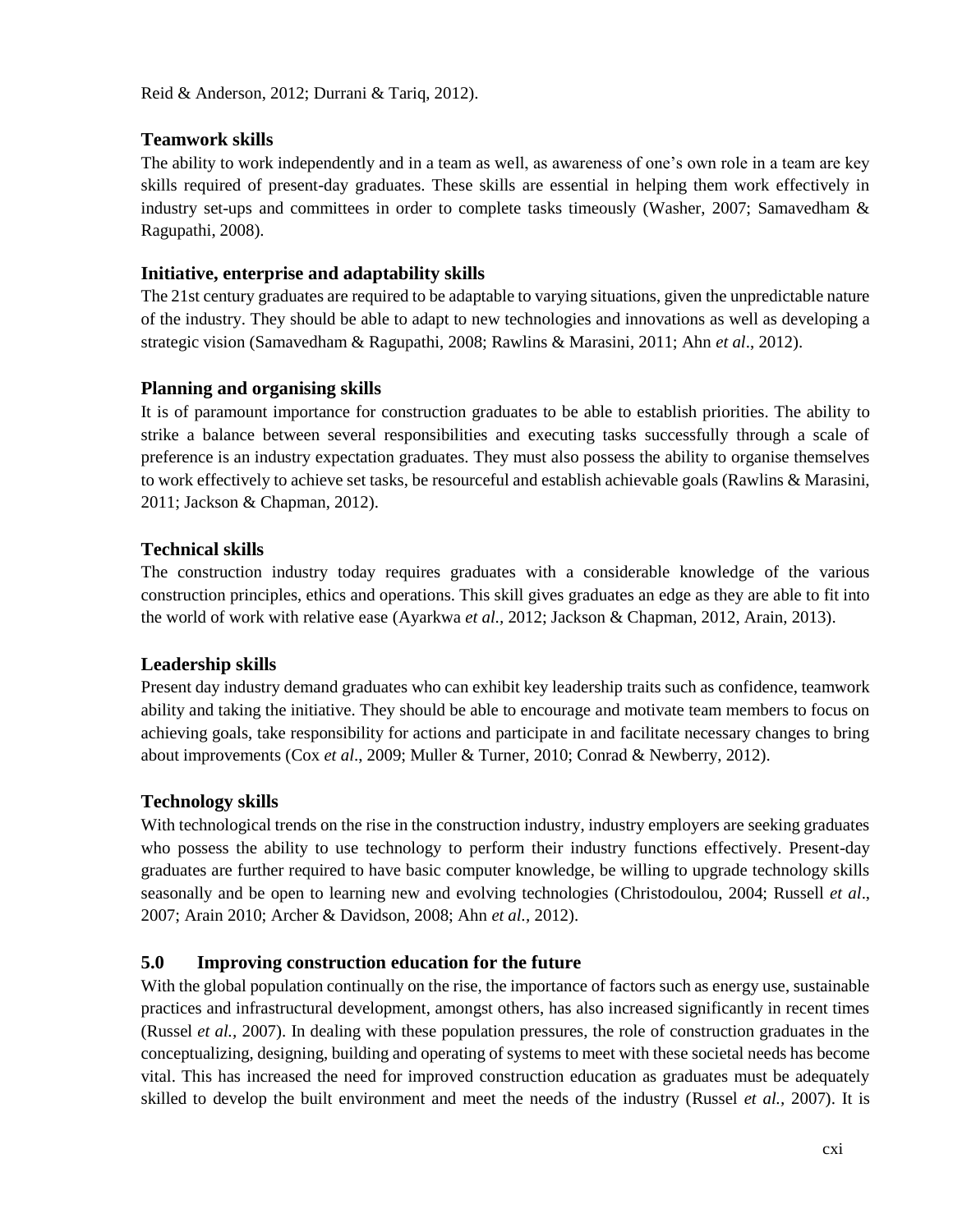Reid & Anderson, 2012; Durrani & Tariq, 2012).

### Teamwork skills

The ability to work independently and in a team as well, as awareness of one's own role in a team are key skills required of present-day graduates. These skills are essential in helping them work effectively in industry set-ups and committees in order to complete tasks timeously (Washer, 2007; Samavedham & Ragupathi, 2008).

### Initiative, enterprise and adaptability skills

The 21st century graduates are required to be adaptable to varying situations, given the unpredictable nature of the industry. They should be able to adapt to new technologies and innovations as well as developing a strategic vision (Samavedham & Ragupathi, 2008; Rawlins & Marasini, 2011; Ahn *et al*., 2012).

### Planning and organising skills

It is of paramount importance for construction graduates to be able to establish priorities. The ability to strike a balance between several responsibilities and executing tasks successfully through a scale of preference is an industry expectation graduates. They must also possess the ability to organise themselves to work effectively to achieve set tasks, be resourceful and establish achievable goals (Rawlins & Marasini, 2011; Jackson & Chapman, 2012).

### Technical skills

The construction industry today requires graduates with a considerable knowledge of the various construction principles, ethics and operations. This skill gives graduates an edge as they are able to fit into the world of work with relative ease (Ayarkwa *et al.,* 2012; Jackson & Chapman, 2012, Arain, 2013).

### Leadership skills

Present day industry demand graduates who can exhibit key leadership traits such as confidence, teamwork ability and taking the initiative. They should be able to encourage and motivate team members to focus on achieving goals, take responsibility for actions and participate in and facilitate necessary changes to bring about improvements (Cox *et al*., 2009; Muller & Turner, 2010; Conrad & Newberry, 2012).

### Technology skills

With technological trends on the rise in the construction industry, industry employers are seeking graduates who possess the ability to use technology to perform their industry functions effectively. Present-day graduates are further required to have basic computer knowledge, be willing to upgrade technology skills seasonally and be open to learning new and evolving technologies (Christodoulou, 2004; Russell *et al*., 2007; Arain 2010; Archer & Davidson, 2008; Ahn *et al.,* 2012).

## 5.0 Improving construction education for the future

With the global population continually on the rise, the importance of factors such as energy use, sustainable practices and infrastructural development, amongst others, has also increased significantly in recent times (Russel *et al.,* 2007). In dealing with these population pressures, the role of construction graduates in the conceptualizing, designing, building and operating of systems to meet with these societal needs has become vital. This has increased the need for improved construction education as graduates must be adequately skilled to develop the built environment and meet the needs of the industry (Russel *et al.,* 2007). It is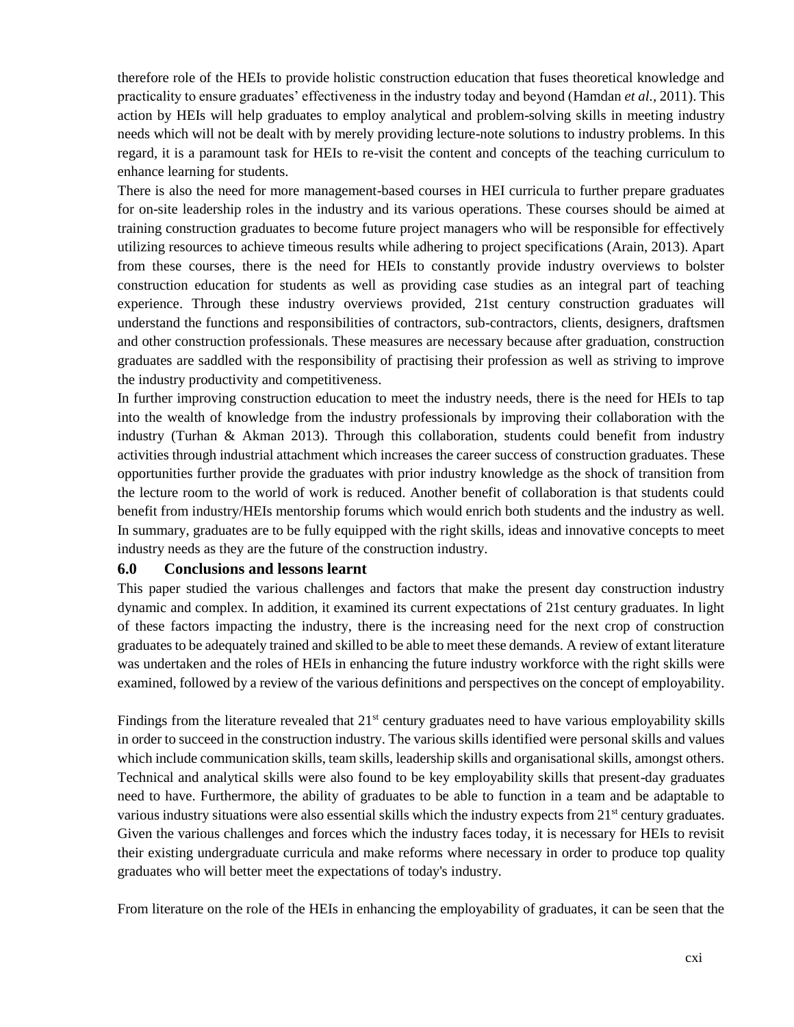therefore role of the HEIs to provide holistic construction education that fuses theoretical knowledge and practicality to ensure graduates' effectiveness in the industry today and beyond (Hamdan *et al.*, 2011). This action by HEIs will help graduates to employ analytical and problem-solving skills in meeting industry needs which will not be dealt with by merely providing lecture-note solutions to industry problems. In this regard, it is a paramount task for HEIs to re-visit the content and concepts of the teaching curriculum to enhance learning for students.

There is also the need for more management-based courses in HEI curricula to further prepare graduates for on-site leadership roles in the industry and its various operations. These courses should be aimed at training construction graduates to become future project managers who will be responsible for effectively utilizing resources to achieve timeous results while adhering to project specifications (Arain, 2013). Apart from these courses, there is the need for HEIs to constantly provide industry overviews to bolster construction education for students as well as providing case studies as an integral part of teaching experience. Through these industry overviews provided, 21st century construction graduates will understand the functions and responsibilities of contractors, sub-contractors, clients, designers, draftsmen and other construction professionals. These measures are necessary because after graduation, construction graduates are saddled with the responsibility of practising their profession as well as striving to improve the industry productivity and competitiveness.

In further improving construction education to meet the industry needs, there is the need for HEIs to tap into the wealth of knowledge from the industry professionals by improving their collaboration with the industry (Turhan & Akman 2013). Through this collaboration, students could benefit from industry activities through industrial attachment which increases the career success of construction graduates. These opportunities further provide the graduates with prior industry knowledge as the shock of transition from the lecture room to the world of work is reduced. Another benefit of collaboration is that students could benefit from industry/HEIs mentorship forums which would enrich both students and the industry as well. In summary, graduates are to be fully equipped with the right skills, ideas and innovative concepts to meet industry needs as they are the future of the construction industry.

## 6.0 Conclusions and lessons learnt

This paper studied the various challenges and factors that make the present day construction industry dynamic and complex. In addition, it examined its current expectations of 21st century graduates. In light of these factors impacting the industry, there is the increasing need for the next crop of construction graduates to be adequately trained and skilled to be able to meet these demands. A review of extant literature was undertaken and the roles of HEIs in enhancing the future industry workforce with the right skills were examined, followed by a review of the various definitions and perspectives on the concept of employability.

Findings from the literature revealed that 21st century graduates need to have various employability skills in order to succeed in the construction industry. The various skills identified were personal skills and values which include communication skills, team skills, leadership skills and organisational skills, amongst others. Technical and analytical skills were also found to be key employability skills that present-day graduates need to have. Furthermore, the ability of graduates to be able to function in a team and be adaptable to various industry situations were also essential skills which the industry expects from 21st century graduates. Given the various challenges and forces which the industry faces today, it is necessary for HEIs to revisit their existing undergraduate curricula and make reforms where necessary in order to produce top quality graduates who will better meet the expectations of today's industry.

From literature on the role of the HEIs in enhancing the employability of graduates, it can be seen that the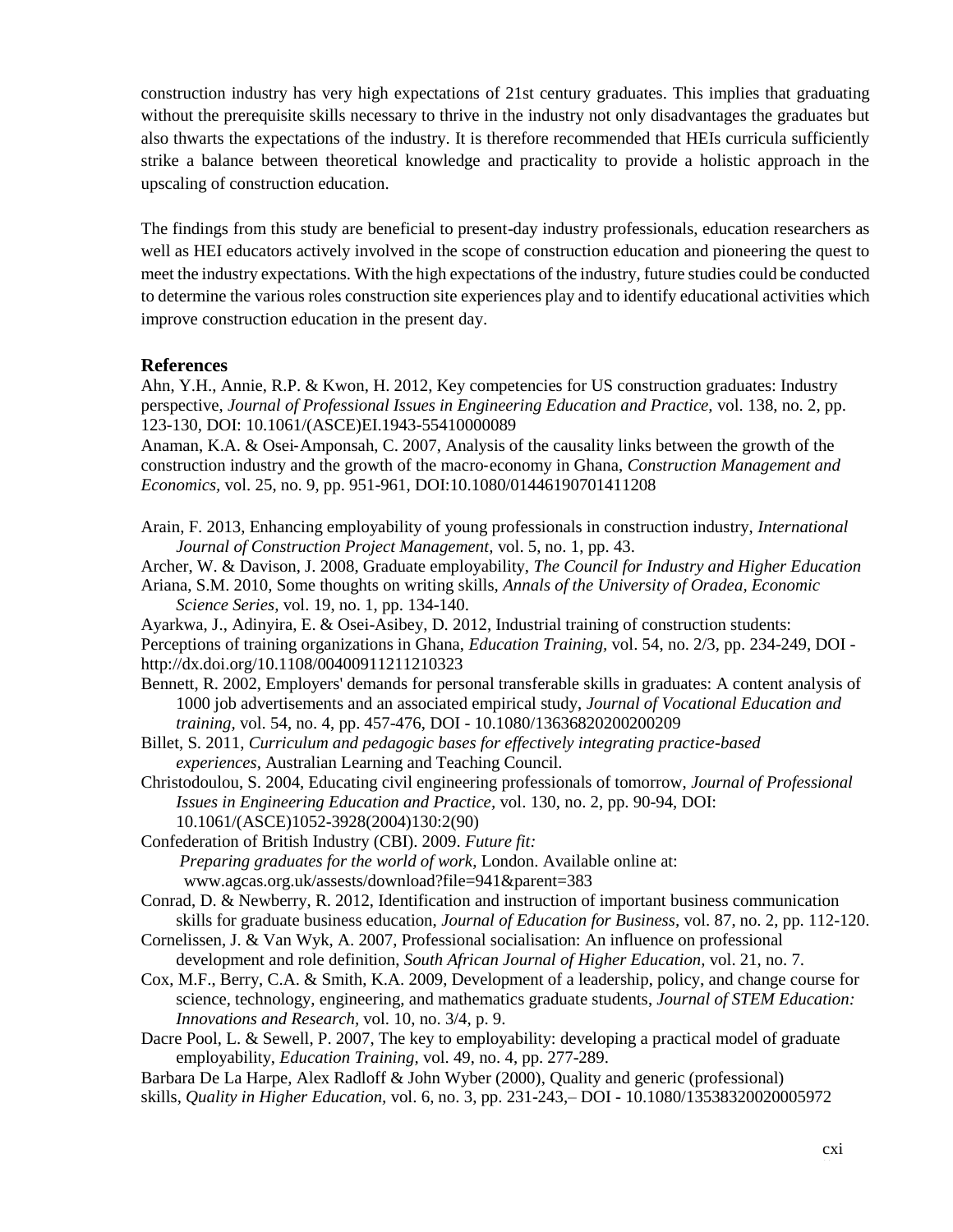construction industry has very high expectations of 21st century graduates. This implies that graduating without the prerequisite skills necessary to thrive in the industry not only disadvantages the graduates but also thwarts the expectations of the industry. It is therefore recommended that HEIs curricula sufficiently strike a balance between theoretical knowledge and practicality to provide a holistic approach in the upscaling of construction education.

The findings from this study are beneficial to present-day industry professionals, education researchers as well as HEI educators actively involved in the scope of construction education and pioneering the quest to meet the industry expectations. With the high expectations of the industry, future studies could be conducted to determine the various roles construction site experiences play and to identify educational activities which improve construction education in the present day.

## References

Ahn, Y.H., Annie, R.P. & Kwon, H. 2012, Key competencies for US construction graduates: Industry perspective, *Journal of Professional Issues in Engineering Education and Practice,* vol. 138, no. 2, pp. 123-130, DOI: 10.1061/(ASCE)EI.1943-55410000089

Anaman, K.A. & Osei-Amponsah, C. 2007, Analysis of the causality links between the growth of the construction industry and the growth of the macro-economy in Ghana, *Construction Management and Economics,* vol. 25, no. 9, pp. 951-961, DOI:10.1080/01446190701411208

Arain, F. 2013, Enhancing employability of young professionals in construction industry, *International Journal of Construction Project Management,* vol. 5, no. 1, pp. 43.

Archer, W. & Davison, J. 2008, Graduate employability, *The Council for Industry and Higher Education*

Ariana, S.M. 2010, Some thoughts on writing skills, *Annals of the University of Oradea, Economic Science Series,* vol. 19, no. 1, pp. 134-140.

Ayarkwa, J., Adinyira, E. & Osei-Asibey, D. 2012, Industrial training of construction students: Perceptions of training organizations in Ghana, *Education Training,* vol. 54, no. 2/3, pp. 234-249, DOI - http://dx.doi.org/10.1108/00400911211210323

Bennett, R. 2002, Employers' demands for personal transferable skills in graduates: A content analysis of 1000 job advertisements and an associated empirical study, *Journal of Vocational Education and training,* vol. 54, no. 4, pp. 457-476, DOI - 10.1080/13636820200200209

Billet, S. 2011, *Curriculum and pedagogic bases for effectively integrating practice-based experiences*, Australian Learning and Teaching Council.

Christodoulou, S. 2004, Educating civil engineering professionals of tomorrow, *Journal of Professional Issues in Engineering Education and Practice,* vol. 130, no. 2, pp. 90-94, DOI: 10.1061/(ASCE)1052-3928(2004)130:2(90)

Confederation of British Industry (CBI). 2009. *Future fit: Preparing graduates for the world of work*, London. Available online at: www.agcas.org.uk/assests/download?file=941&parent=383

Conrad, D. & Newberry, R. 2012, Identification and instruction of important business communication skills for graduate business education, *Journal of Education for Business,* vol. 87, no. 2, pp. 112-120.

Cornelissen, J. & Van Wyk, A. 2007, Professional socialisation: An influence on professional development and role definition, *South African Journal of Higher Education,* vol. 21, no. 7.

Cox, M.F., Berry, C.A. & Smith, K.A. 2009, Development of a leadership, policy, and change course for science, technology, engineering, and mathematics graduate students, *Journal of STEM Education: Innovations and Research,* vol. 10, no. 3/4, p. 9.

Dacre Pool, L. & Sewell, P. 2007, The key to employability: developing a practical model of graduate employability, *Education Training,* vol. 49, no. 4, pp. 277-289.

Barbara De La Harpe, Alex Radloff & John Wyber (2000), Quality and generic (professional) skills, *Quality in Higher Education,* vol. 6, no. 3, pp. 231-243,– DOI - 10.1080/13538320020005972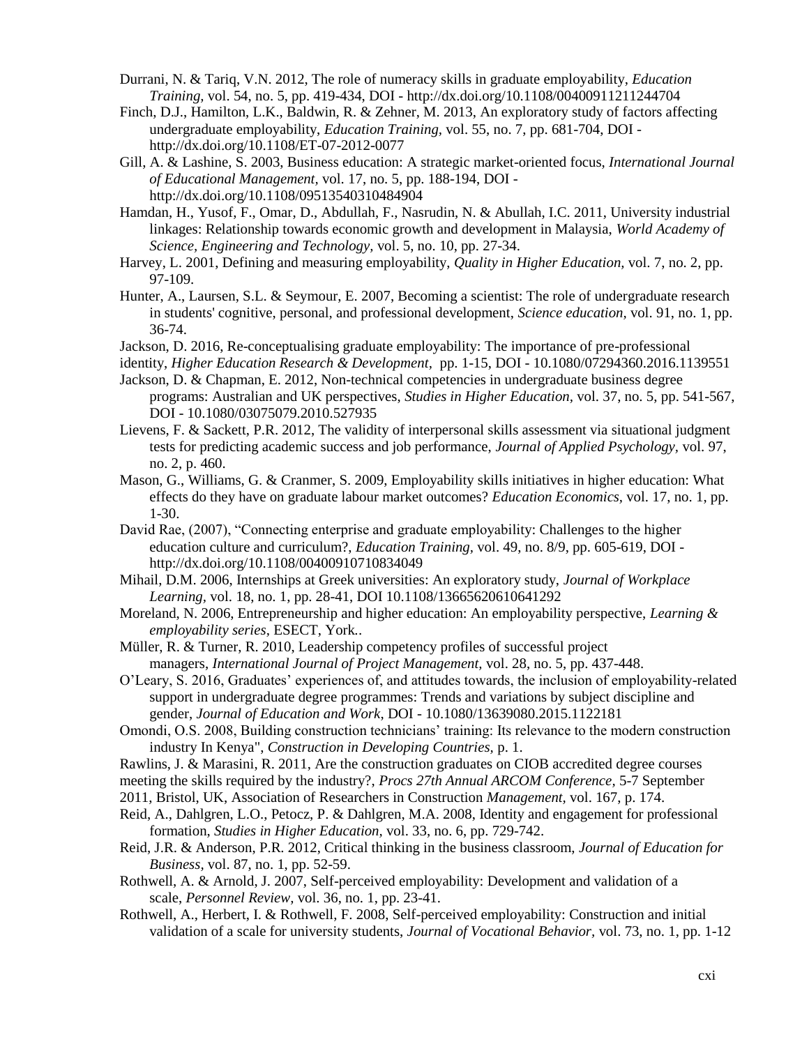Durrani, N. & Tariq, V.N. 2012, The role of numeracy skills in graduate employability, *Education Training,* vol. 54, no. 5, pp. 419-434, DOI - http://dx.doi.org/10.1108/00400911211244704

Finch, D.J., Hamilton, L.K., Baldwin, R. & Zehner, M. 2013, An exploratory study of factors affecting undergraduate employability, *Education Training,* vol. 55, no. 7, pp. 681-704, DOI - http://dx.doi.org/10.1108/ET-07-2012-0077

Gill, A. & Lashine, S. 2003, Business education: A strategic market-oriented focus, *International Journal of Educational Management,* vol. 17, no. 5, pp. 188-194, DOI - http://dx.doi.org/10.1108/09513540310484904

Hamdan, H., Yusof, F., Omar, D., Abdullah, F., Nasrudin, N. & Abullah, I.C. 2011, University industrial linkages: Relationship towards economic growth and development in Malaysia, *World Academy of Science, Engineering and Technology,* vol. 5, no. 10, pp. 27-34.

Harvey, L. 2001, Defining and measuring employability, *Quality in Higher Education,* vol. 7, no. 2, pp. 97-109.

Hunter, A., Laursen, S.L. & Seymour, E. 2007, Becoming a scientist: The role of undergraduate research in students' cognitive, personal, and professional development, *Science education,* vol. 91, no. 1, pp. 36-74.

Jackson, D. 2016, Re-conceptualising graduate employability: The importance of pre-professional identity, *Higher Education Research & Development,* pp. 1-15, DOI - 10.1080/07294360.2016.1139551

Jackson, D. & Chapman, E. 2012, Non-technical competencies in undergraduate business degree programs: Australian and UK perspectives, *Studies in Higher Education,* vol. 37, no. 5, pp. 541-567, DOI - 10.1080/03075079.2010.527935

Lievens, F. & Sackett, P.R. 2012, The validity of interpersonal skills assessment via situational judgment tests for predicting academic success and job performance, *Journal of Applied Psychology,* vol. 97, no. 2, p. 460.

Mason, G., Williams, G. & Cranmer, S. 2009, Employability skills initiatives in higher education: What effects do they have on graduate labour market outcomes? *Education Economics,* vol. 17, no. 1, pp. 1-30.

David Rae, (2007), "Connecting enterprise and graduate employability: Challenges to the higher education culture and curriculum?, *Education Training,* vol. 49, no. 8/9, pp. 605-619, DOI - http://dx.doi.org/10.1108/00400910710834049

Mihail, D.M. 2006, Internships at Greek universities: An exploratory study, *Journal of Workplace Learning,* vol. 18, no. 1, pp. 28-41, DOI 10.1108/13665620610641292

Moreland, N. 2006, Entrepreneurship and higher education: An employability perspective, *Learning & employability series,* ESECT, York..

Müller, R. & Turner, R. 2010, Leadership competency profiles of successful project managers, *International Journal of Project Management,* vol. 28, no. 5, pp. 437-448.

O'Leary, S. 2016, Graduates' experiences of, and attitudes towards, the inclusion of employability-related support in undergraduate degree programmes: Trends and variations by subject discipline and gender, *Journal of Education and Work,* DOI - 10.1080/13639080.2015.1122181

Omondi, O.S. 2008, Building construction technicians' training: Its relevance to the modern construction industry In Kenya", *Construction in Developing Countries,* p. 1.

Rawlins, J. & Marasini, R. 2011, Are the construction graduates on CIOB accredited degree courses meeting the skills required by the industry?, *Procs 27th Annual ARCOM Conference,* 5-7 September 2011, Bristol, UK, Association of Researchers in Construction *Management,* vol. 167, p. 174.

Reid, A., Dahlgren, L.O., Petocz, P. & Dahlgren, M.A. 2008, Identity and engagement for professional formation, *Studies in Higher Education,* vol. 33, no. 6, pp. 729-742.

Reid, J.R. & Anderson, P.R. 2012, Critical thinking in the business classroom, *Journal of Education for Business,* vol. 87, no. 1, pp. 52-59.

Rothwell, A. & Arnold, J. 2007, Self-perceived employability: Development and validation of a scale, *Personnel Review,* vol. 36, no. 1, pp. 23-41.

Rothwell, A., Herbert, I. & Rothwell, F. 2008, Self-perceived employability: Construction and initial validation of a scale for university students, *Journal of Vocational Behavior,* vol. 73, no. 1, pp. 1-12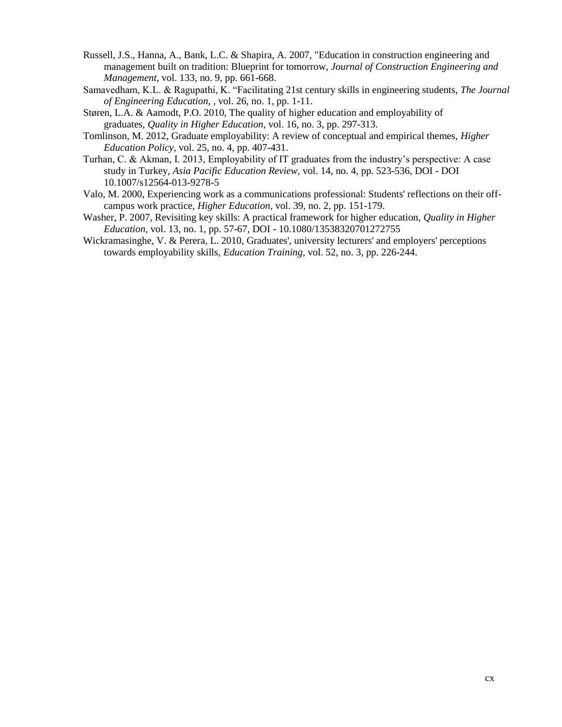Russell, J.S., Hanna, A., Bank, L.C. & Shapira, A. 2007, "Education in construction engineering and management built on tradition: Blueprint for tomorrow, *Journal of Construction Engineering and Management*, vol. 133, no. 9, pp. 661-668.

Samavedham, K.L. & Ragupathi, K. "Facilitating 21st century skills in engineering students, *The Journal of Engineering Education*, , vol. 26, no. 1, pp. 1-11.

Støren, L.A. & Aamodt, P.O. 2010, The quality of higher education and employability of graduates, *Quality in Higher Education*, vol. 16, no. 3, pp. 297-313.

Tomlinson, M. 2012, Graduate employability: A review of conceptual and empirical themes, *Higher Education Policy*, vol. 25, no. 4, pp. 407-431.

Turhan, C. & Akman, I. 2013, Employability of IT graduates from the industry's perspective: A case study in Turkey, *Asia Pacific Education Review*, vol. 14, no. 4, pp. 523-536, DOI - DOI 10.1007/s12564-013-9278-5

Valo, M. 2000, Experiencing work as a communications professional: Students' reflections on their off-campus work practice, *Higher Education*, vol. 39, no. 2, pp. 151-179.

Washer, P. 2007, Revisiting key skills: A practical framework for higher education, *Quality in Higher Education*, vol. 13, no. 1, pp. 57-67, DOI - 10.1080/13538320701272755

Wickramasinghe, V. & Perera, L. 2010, Graduates', university lecturers' and employers' perceptions towards employability skills, *Education Training*, vol. 52, no. 3, pp. 226-244.